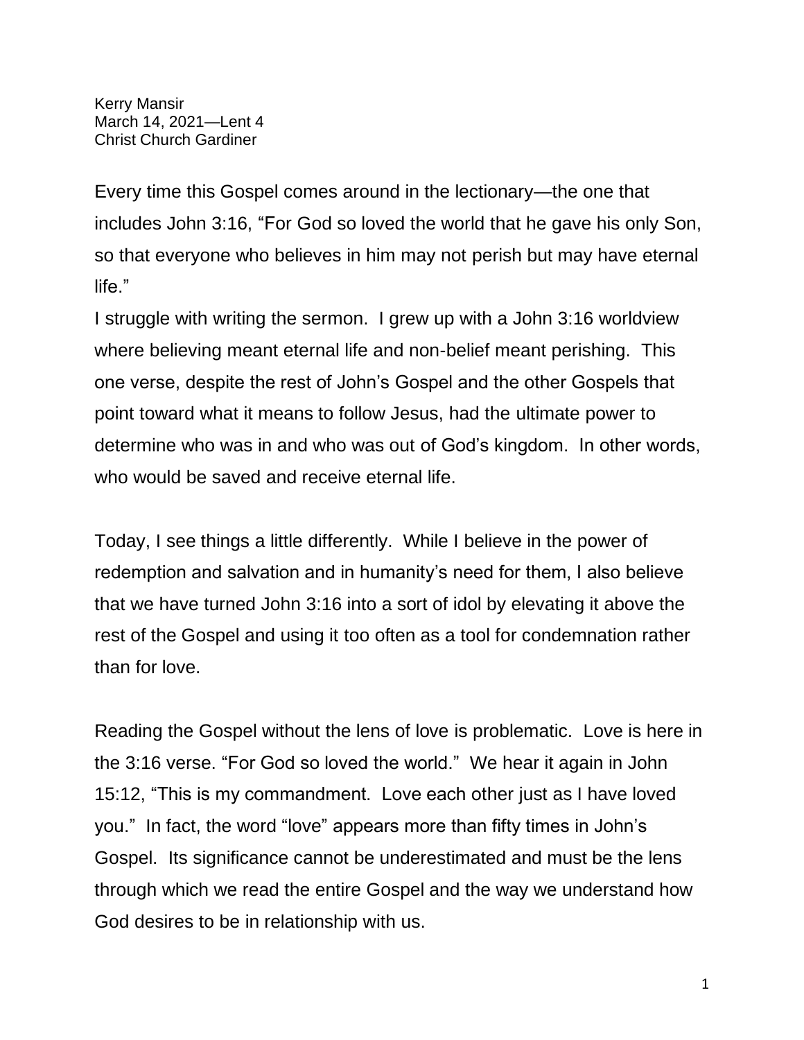Kerry Mansir
March 14, 2021—Lent 4
Christ Church Gardiner

Every time this Gospel comes around in the lectionary—the one that includes John 3:16, "For God so loved the world that he gave his only Son, so that everyone who believes in him may not perish but may have eternal life."

I struggle with writing the sermon. I grew up with a John 3:16 worldview where believing meant eternal life and non-belief meant perishing. This one verse, despite the rest of John's Gospel and the other Gospels that point toward what it means to follow Jesus, had the ultimate power to determine who was in and who was out of God's kingdom. In other words, who would be saved and receive eternal life.

Today, I see things a little differently. While I believe in the power of redemption and salvation and in humanity's need for them, I also believe that we have turned John 3:16 into a sort of idol by elevating it above the rest of the Gospel and using it too often as a tool for condemnation rather than for love.

Reading the Gospel without the lens of love is problematic. Love is here in the 3:16 verse. "For God so loved the world." We hear it again in John 15:12, "This is my commandment. Love each other just as I have loved you." In fact, the word "love" appears more than fifty times in John's Gospel. Its significance cannot be underestimated and must be the lens through which we read the entire Gospel and the way we understand how God desires to be in relationship with us.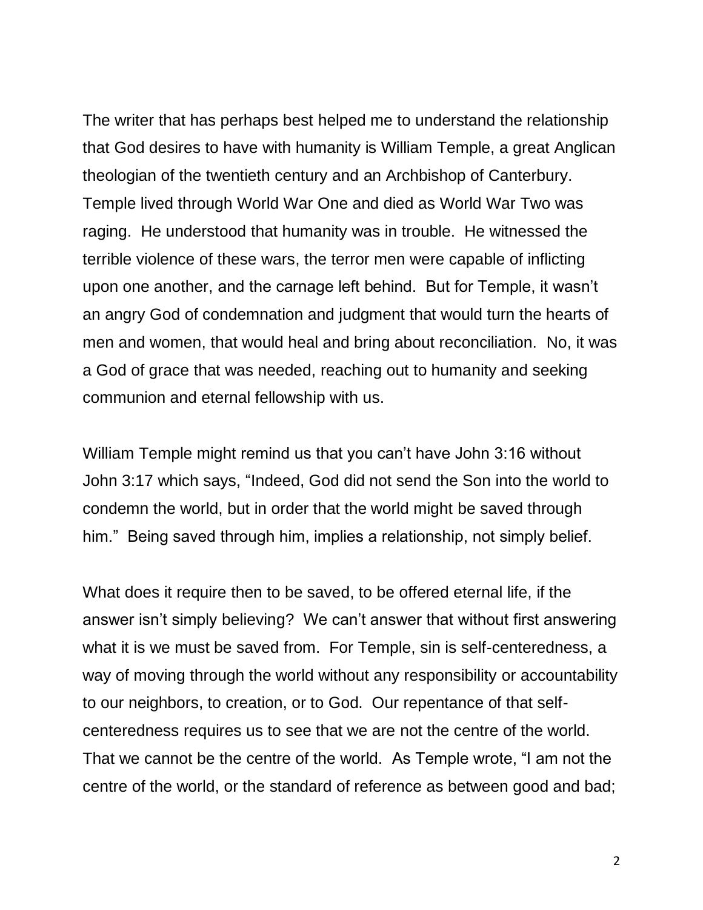The writer that has perhaps best helped me to understand the relationship that God desires to have with humanity is William Temple, a great Anglican theologian of the twentieth century and an Archbishop of Canterbury. Temple lived through World War One and died as World War Two was raging. He understood that humanity was in trouble. He witnessed the terrible violence of these wars, the terror men were capable of inflicting upon one another, and the carnage left behind. But for Temple, it wasn't an angry God of condemnation and judgment that would turn the hearts of men and women, that would heal and bring about reconciliation. No, it was a God of grace that was needed, reaching out to humanity and seeking communion and eternal fellowship with us.

William Temple might remind us that you can't have John 3:16 without John 3:17 which says, "Indeed, God did not send the Son into the world to condemn the world, but in order that the world might be saved through him." Being saved through him, implies a relationship, not simply belief.

What does it require then to be saved, to be offered eternal life, if the answer isn't simply believing? We can't answer that without first answering what it is we must be saved from. For Temple, sin is self-centeredness, a way of moving through the world without any responsibility or accountability to our neighbors, to creation, or to God. Our repentance of that self-centeredness requires us to see that we are not the centre of the world. That we cannot be the centre of the world. As Temple wrote, "I am not the centre of the world, or the standard of reference as between good and bad;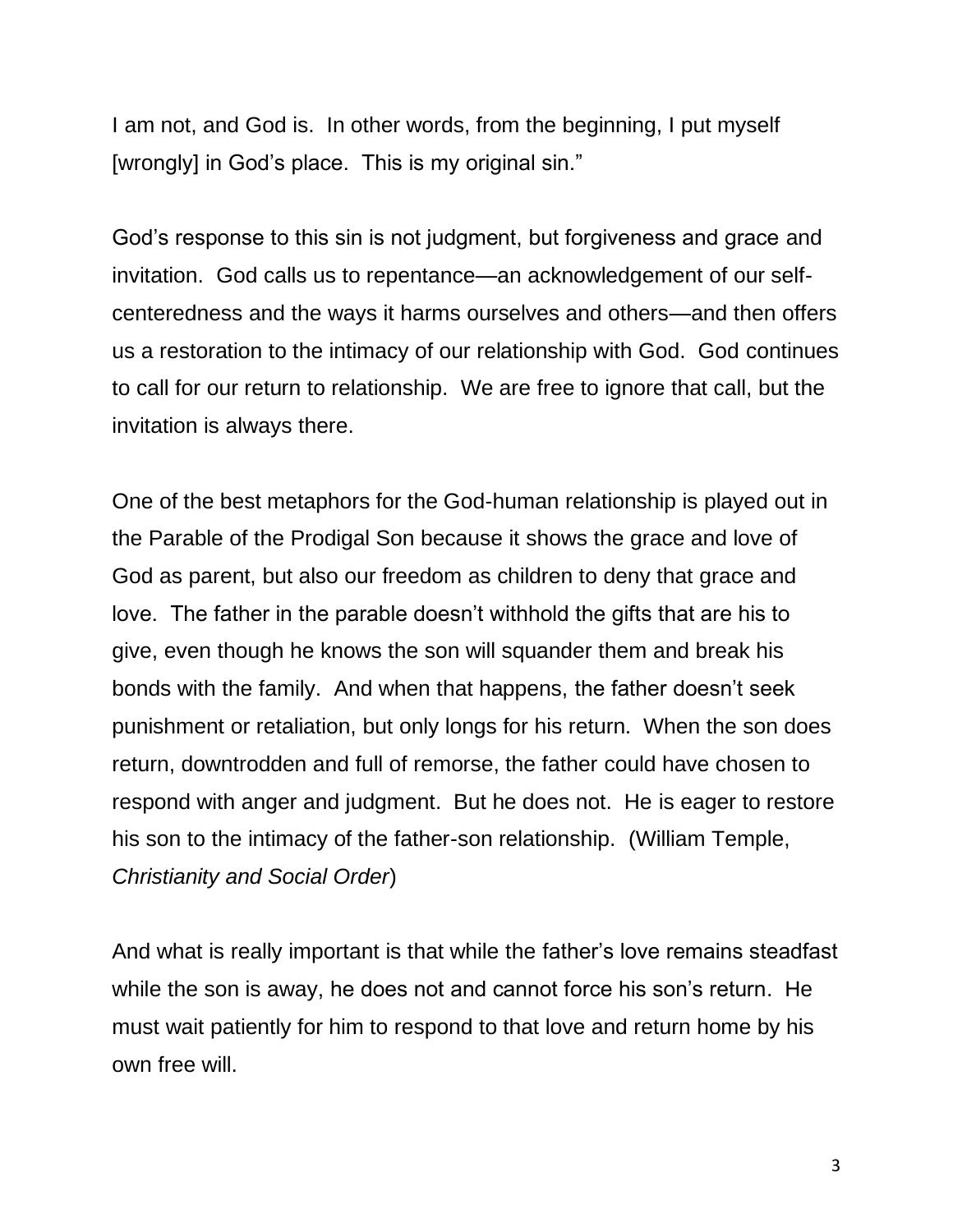I am not, and God is. In other words, from the beginning, I put myself [wrongly] in God's place. This is my original sin."

God's response to this sin is not judgment, but forgiveness and grace and invitation. God calls us to repentance—an acknowledgement of our self-centeredness and the ways it harms ourselves and others—and then offers us a restoration to the intimacy of our relationship with God. God continues to call for our return to relationship. We are free to ignore that call, but the invitation is always there.

One of the best metaphors for the God-human relationship is played out in the Parable of the Prodigal Son because it shows the grace and love of God as parent, but also our freedom as children to deny that grace and love. The father in the parable doesn't withhold the gifts that are his to give, even though he knows the son will squander them and break his bonds with the family. And when that happens, the father doesn't seek punishment or retaliation, but only longs for his return. When the son does return, downtrodden and full of remorse, the father could have chosen to respond with anger and judgment. But he does not. He is eager to restore his son to the intimacy of the father-son relationship. (William Temple, *Christianity and Social Order*)

And what is really important is that while the father's love remains steadfast while the son is away, he does not and cannot force his son's return. He must wait patiently for him to respond to that love and return home by his own free will.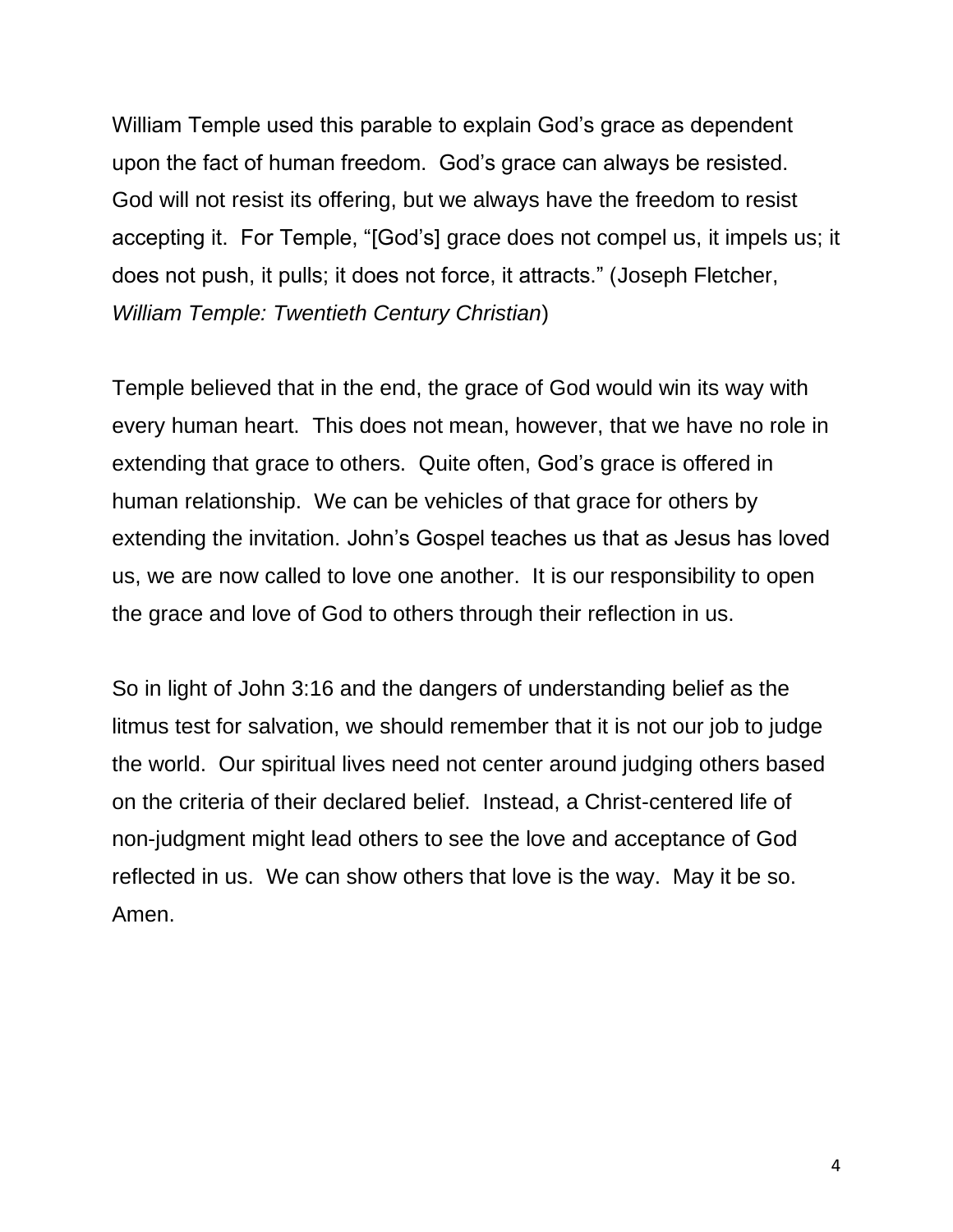William Temple used this parable to explain God's grace as dependent upon the fact of human freedom. God's grace can always be resisted. God will not resist its offering, but we always have the freedom to resist accepting it. For Temple, "[God's] grace does not compel us, it impels us; it does not push, it pulls; it does not force, it attracts." (Joseph Fletcher, *William Temple: Twentieth Century Christian*)

Temple believed that in the end, the grace of God would win its way with every human heart. This does not mean, however, that we have no role in extending that grace to others. Quite often, God's grace is offered in human relationship. We can be vehicles of that grace for others by extending the invitation. John's Gospel teaches us that as Jesus has loved us, we are now called to love one another. It is our responsibility to open the grace and love of God to others through their reflection in us.

So in light of John 3:16 and the dangers of understanding belief as the litmus test for salvation, we should remember that it is not our job to judge the world. Our spiritual lives need not center around judging others based on the criteria of their declared belief. Instead, a Christ-centered life of non-judgment might lead others to see the love and acceptance of God reflected in us. We can show others that love is the way. May it be so. Amen.